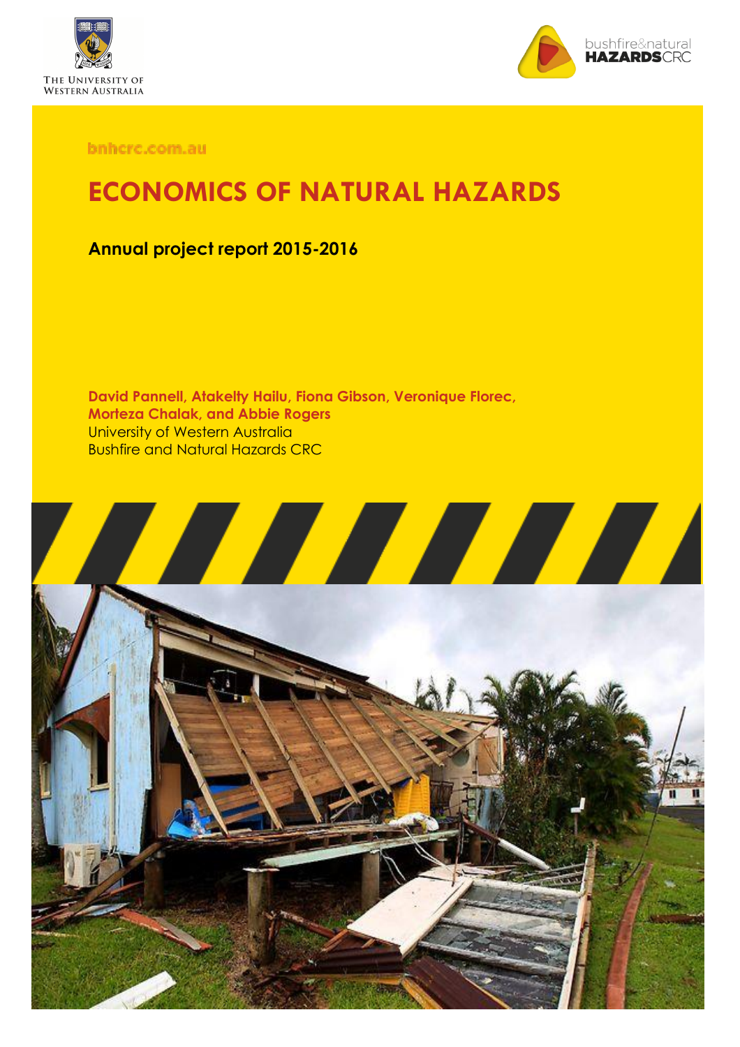The University of Western Australia

bushfire&natural HAZARDSCRC

bnhcrc.com.au

# ECONOMICS OF NATURAL HAZARDS

## Annual project report 2015-2016

**David Pannell, Atakelty Hailu, Fiona Gibson, Veronique Florec, Morteza Chalak, and Abbie Rogers**
University of Western Australia
Bushfire and Natural Hazards CRC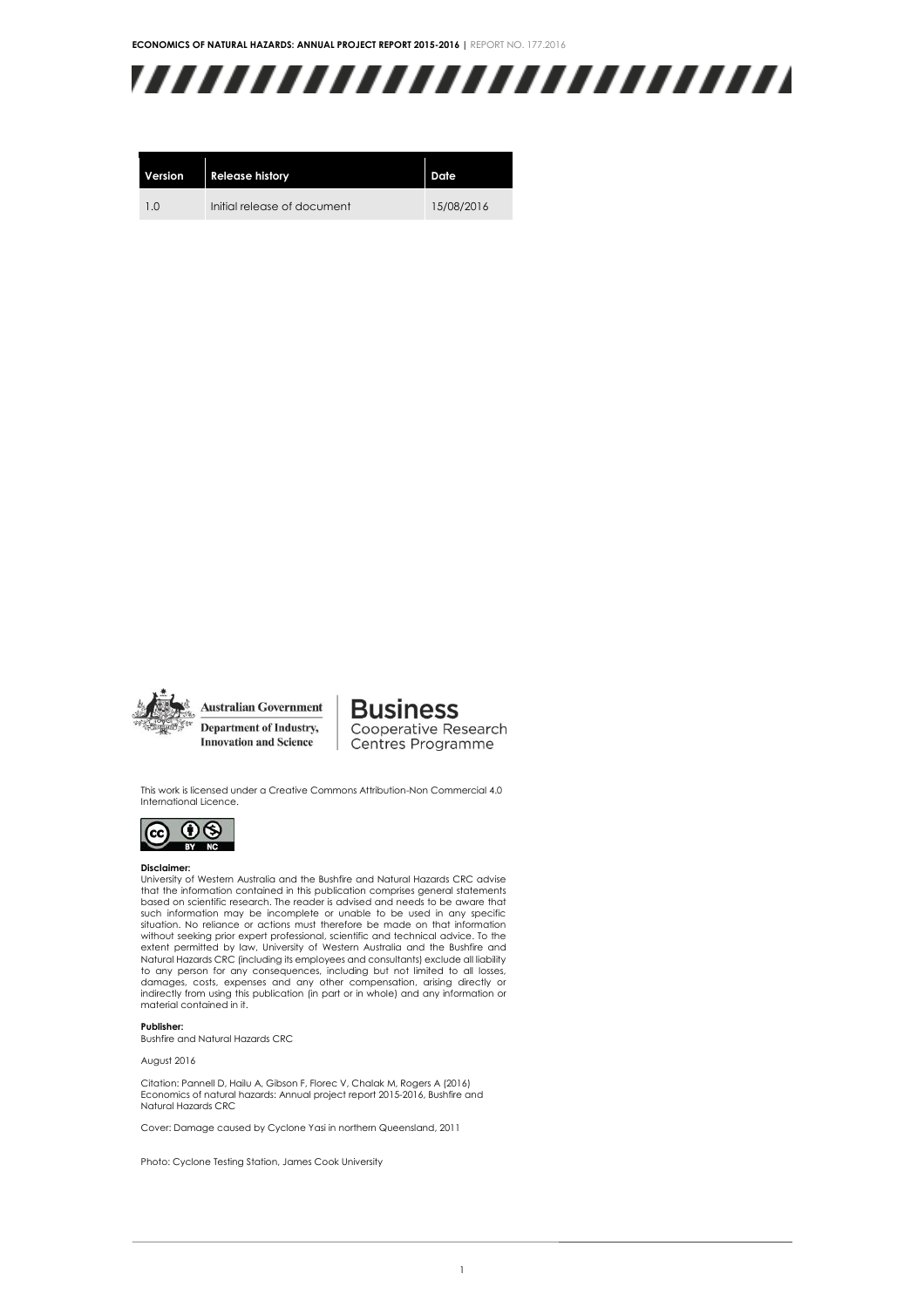| Version | Release history | Date |
|---|---|---|
| 1.0 | Initial release of document | 15/08/2016 |

Australian Government
Department of Industry, Innovation and Science

Business Cooperative Research Centres Programme

This work is licensed under a Creative Commons Attribution-Non Commercial 4.0 International Licence.

**Disclaimer:**
University of Western Australia and the Bushfire and Natural Hazards CRC advise that the information contained in this publication comprises general statements based on scientific research. The reader is advised and needs to be aware that such information may be incomplete or unable to be used in any specific situation. No reliance or actions must therefore be made on that information without seeking prior expert professional, scientific and technical advice. To the extent permitted by law, University of Western Australia and the Bushfire and Natural Hazards CRC (including its employees and consultants) exclude all liability to any person for any consequences, including but not limited to all losses, damages, costs, expenses and any other compensation, arising directly or indirectly from using this publication (in part or in whole) and any information or material contained in it.

**Publisher:**
Bushfire and Natural Hazards CRC

August 2016

Citation: Pannell D, Hailu A, Gibson F, Florec V, Chalak M, Rogers A (2016) Economics of natural hazards: Annual project report 2015-2016, Bushfire and Natural Hazards CRC

Cover: Damage caused by Cyclone Yasi in northern Queensland, 2011

Photo: Cyclone Testing Station, James Cook University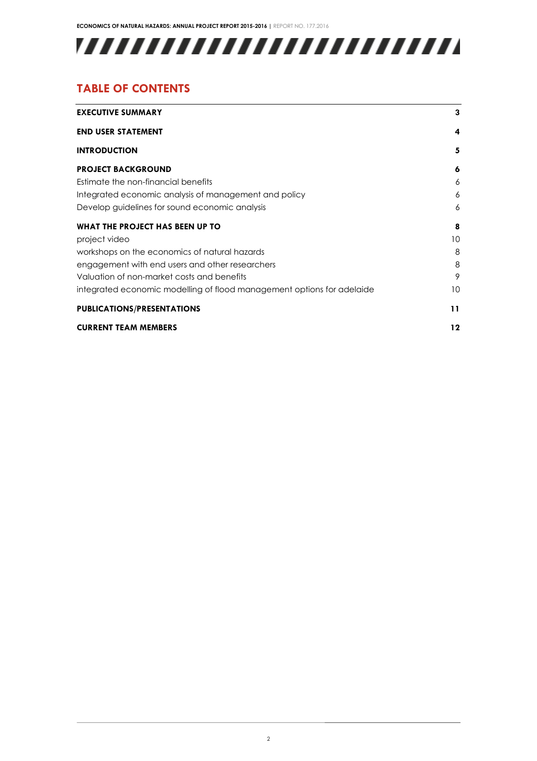## TABLE OF CONTENTS

| | |
|---|---|
| **EXECUTIVE SUMMARY** | **3** |
| **END USER STATEMENT** | **4** |
| **INTRODUCTION** | **5** |
| **PROJECT BACKGROUND** | **6** |
| Estimate the non-financial benefits | 6 |
| Integrated economic analysis of management and policy | 6 |
| Develop guidelines for sound economic analysis | 6 |
| **WHAT THE PROJECT HAS BEEN UP TO** | **8** |
| project video | 10 |
| workshops on the economics of natural hazards | 8 |
| engagement with end users and other researchers | 8 |
| Valuation of non-market costs and benefits | 9 |
| integrated economic modelling of flood management options for adelaide | 10 |
| **PUBLICATIONS/PRESENTATIONS** | **11** |
| **CURRENT TEAM MEMBERS** | **12** |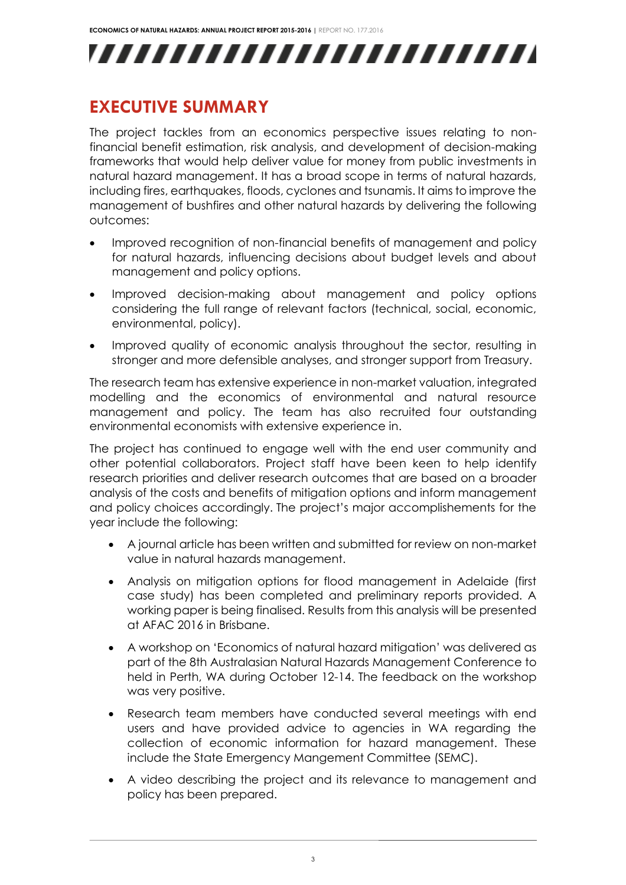# EXECUTIVE SUMMARY

The project tackles from an economics perspective issues relating to non-financial benefit estimation, risk analysis, and development of decision-making frameworks that would help deliver value for money from public investments in natural hazard management. It has a broad scope in terms of natural hazards, including fires, earthquakes, floods, cyclones and tsunamis. It aims to improve the management of bushfires and other natural hazards by delivering the following outcomes:

- Improved recognition of non-financial benefits of management and policy for natural hazards, influencing decisions about budget levels and about management and policy options.
- Improved decision-making about management and policy options considering the full range of relevant factors (technical, social, economic, environmental, policy).
- Improved quality of economic analysis throughout the sector, resulting in stronger and more defensible analyses, and stronger support from Treasury.

The research team has extensive experience in non-market valuation, integrated modelling and the economics of environmental and natural resource management and policy. The team has also recruited four outstanding environmental economists with extensive experience in.

The project has continued to engage well with the end user community and other potential collaborators. Project staff have been keen to help identify research priorities and deliver research outcomes that are based on a broader analysis of the costs and benefits of mitigation options and inform management and policy choices accordingly. The project's major accomplishements for the year include the following:

- A journal article has been written and submitted for review on non-market value in natural hazards management.
- Analysis on mitigation options for flood management in Adelaide (first case study) has been completed and preliminary reports provided. A working paper is being finalised. Results from this analysis will be presented at AFAC 2016 in Brisbane.
- A workshop on 'Economics of natural hazard mitigation' was delivered as part of the 8th Australasian Natural Hazards Management Conference to held in Perth, WA during October 12-14. The feedback on the workshop was very positive.
- Research team members have conducted several meetings with end users and have provided advice to agencies in WA regarding the collection of economic information for hazard management. These include the State Emergency Mangement Committee (SEMC).
- A video describing the project and its relevance to management and policy has been prepared.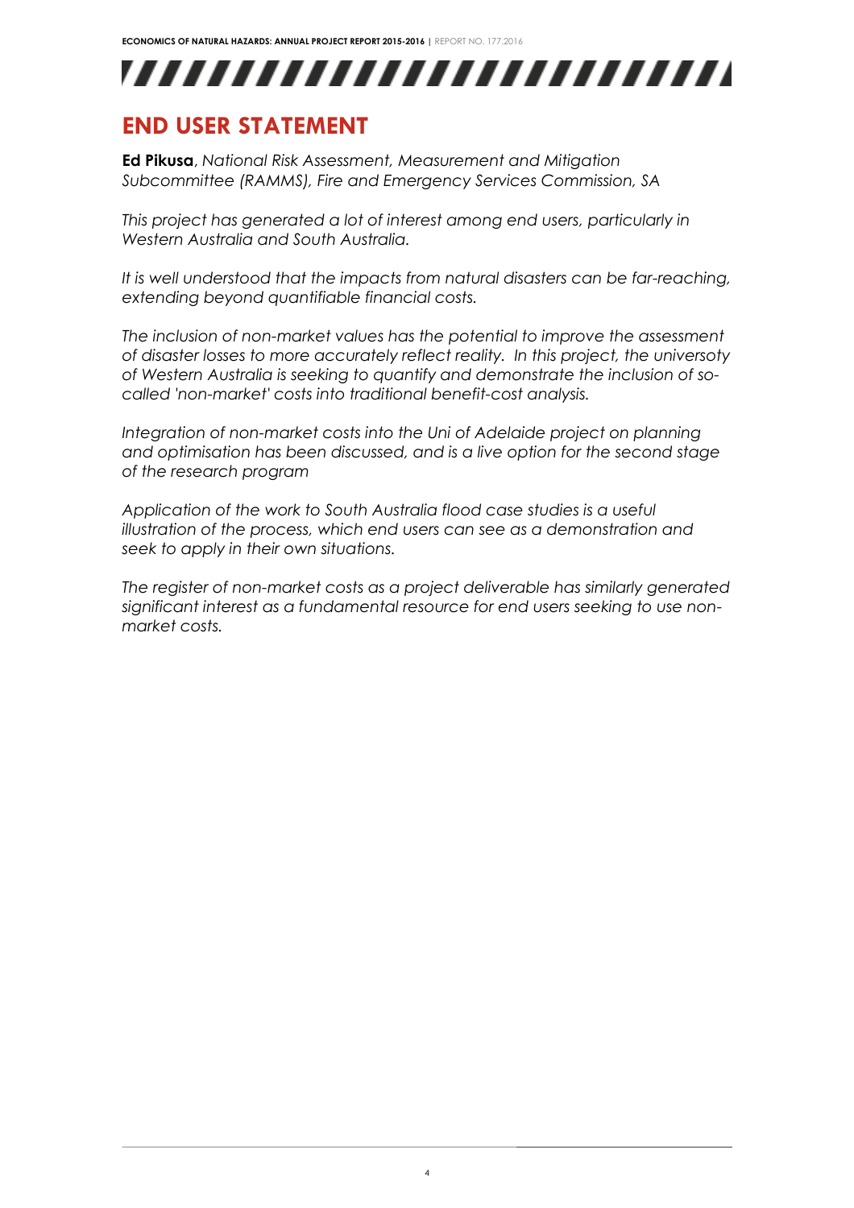# END USER STATEMENT

**Ed Pikusa**, *National Risk Assessment, Measurement and Mitigation Subcommittee (RAMMS), Fire and Emergency Services Commission, SA*

*This project has generated a lot of interest among end users, particularly in Western Australia and South Australia.*

*It is well understood that the impacts from natural disasters can be far-reaching, extending beyond quantifiable financial costs.*

*The inclusion of non-market values has the potential to improve the assessment of disaster losses to more accurately reflect reality. In this project, the universoty of Western Australia is seeking to quantify and demonstrate the inclusion of so-called 'non-market' costs into traditional benefit-cost analysis.*

*Integration of non-market costs into the Uni of Adelaide project on planning and optimisation has been discussed, and is a live option for the second stage of the research program*

*Application of the work to South Australia flood case studies is a useful illustration of the process, which end users can see as a demonstration and seek to apply in their own situations.*

*The register of non-market costs as a project deliverable has similarly generated significant interest as a fundamental resource for end users seeking to use non-market costs.*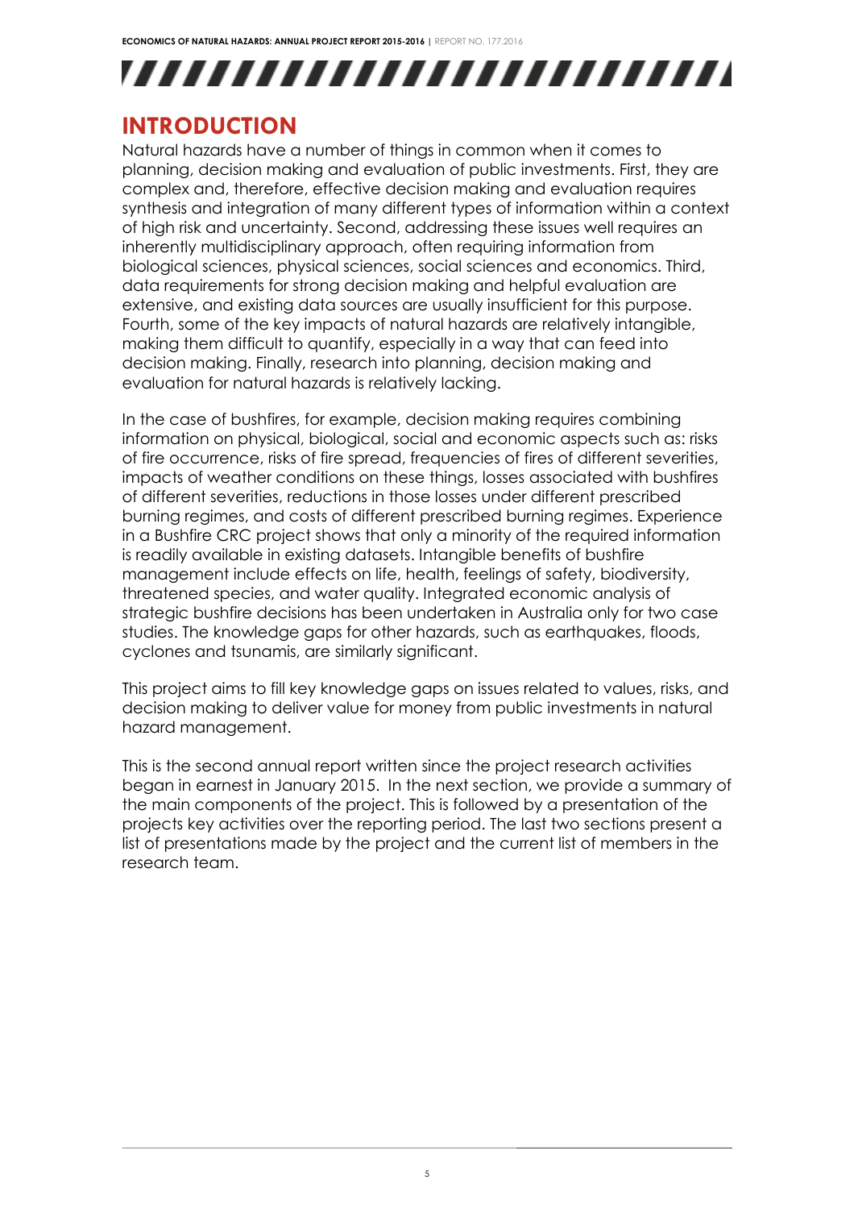# INTRODUCTION

Natural hazards have a number of things in common when it comes to planning, decision making and evaluation of public investments. First, they are complex and, therefore, effective decision making and evaluation requires synthesis and integration of many different types of information within a context of high risk and uncertainty. Second, addressing these issues well requires an inherently multidisciplinary approach, often requiring information from biological sciences, physical sciences, social sciences and economics. Third, data requirements for strong decision making and helpful evaluation are extensive, and existing data sources are usually insufficient for this purpose. Fourth, some of the key impacts of natural hazards are relatively intangible, making them difficult to quantify, especially in a way that can feed into decision making. Finally, research into planning, decision making and evaluation for natural hazards is relatively lacking.

In the case of bushfires, for example, decision making requires combining information on physical, biological, social and economic aspects such as: risks of fire occurrence, risks of fire spread, frequencies of fires of different severities, impacts of weather conditions on these things, losses associated with bushfires of different severities, reductions in those losses under different prescribed burning regimes, and costs of different prescribed burning regimes. Experience in a Bushfire CRC project shows that only a minority of the required information is readily available in existing datasets. Intangible benefits of bushfire management include effects on life, health, feelings of safety, biodiversity, threatened species, and water quality. Integrated economic analysis of strategic bushfire decisions has been undertaken in Australia only for two case studies. The knowledge gaps for other hazards, such as earthquakes, floods, cyclones and tsunamis, are similarly significant.

This project aims to fill key knowledge gaps on issues related to values, risks, and decision making to deliver value for money from public investments in natural hazard management.

This is the second annual report written since the project research activities began in earnest in January 2015. In the next section, we provide a summary of the main components of the project. This is followed by a presentation of the projects key activities over the reporting period. The last two sections present a list of presentations made by the project and the current list of members in the research team.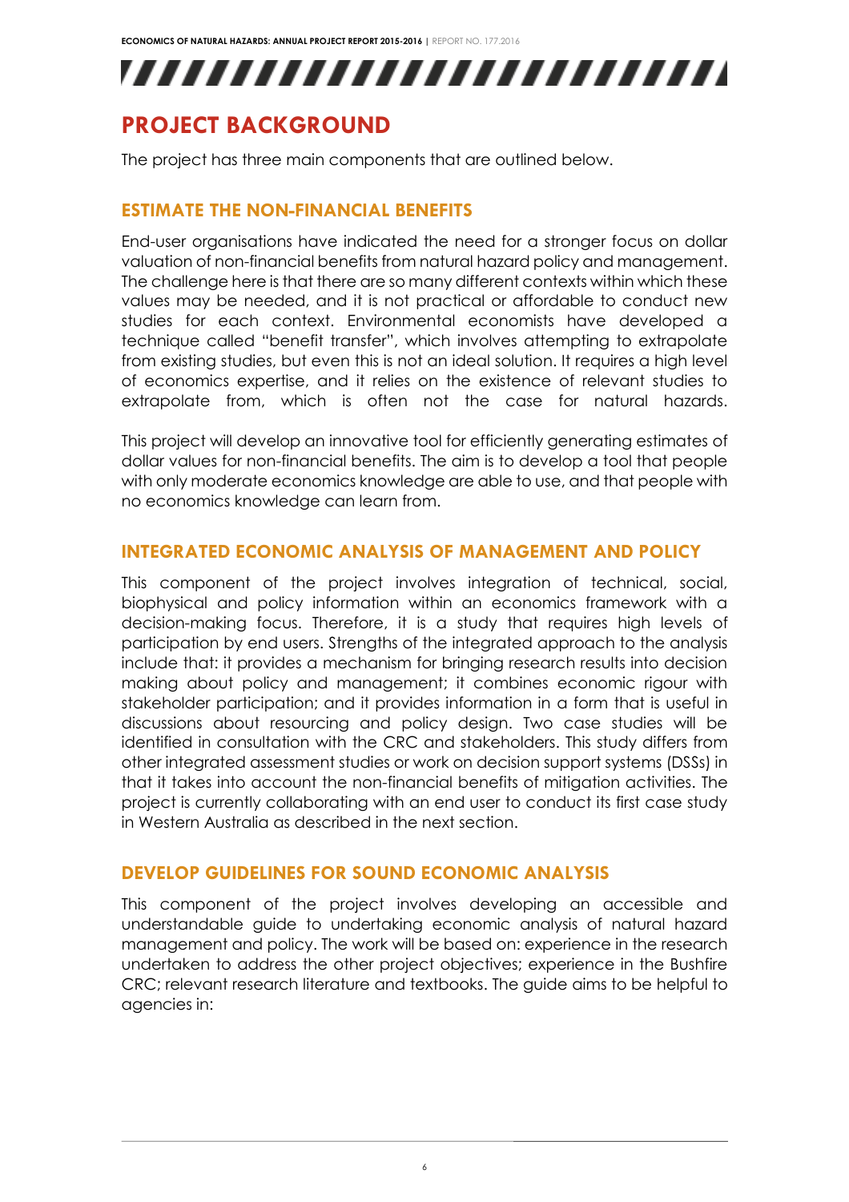# PROJECT BACKGROUND

The project has three main components that are outlined below.

## ESTIMATE THE NON-FINANCIAL BENEFITS

End-user organisations have indicated the need for a stronger focus on dollar valuation of non-financial benefits from natural hazard policy and management. The challenge here is that there are so many different contexts within which these values may be needed, and it is not practical or affordable to conduct new studies for each context. Environmental economists have developed a technique called "benefit transfer", which involves attempting to extrapolate from existing studies, but even this is not an ideal solution. It requires a high level of economics expertise, and it relies on the existence of relevant studies to extrapolate from, which is often not the case for natural hazards.

This project will develop an innovative tool for efficiently generating estimates of dollar values for non-financial benefits. The aim is to develop a tool that people with only moderate economics knowledge are able to use, and that people with no economics knowledge can learn from.

## INTEGRATED ECONOMIC ANALYSIS OF MANAGEMENT AND POLICY

This component of the project involves integration of technical, social, biophysical and policy information within an economics framework with a decision-making focus. Therefore, it is a study that requires high levels of participation by end users. Strengths of the integrated approach to the analysis include that: it provides a mechanism for bringing research results into decision making about policy and management; it combines economic rigour with stakeholder participation; and it provides information in a form that is useful in discussions about resourcing and policy design. Two case studies will be identified in consultation with the CRC and stakeholders. This study differs from other integrated assessment studies or work on decision support systems (DSSs) in that it takes into account the non-financial benefits of mitigation activities. The project is currently collaborating with an end user to conduct its first case study in Western Australia as described in the next section.

## DEVELOP GUIDELINES FOR SOUND ECONOMIC ANALYSIS

This component of the project involves developing an accessible and understandable guide to undertaking economic analysis of natural hazard management and policy. The work will be based on: experience in the research undertaken to address the other project objectives; experience in the Bushfire CRC; relevant research literature and textbooks. The guide aims to be helpful to agencies in: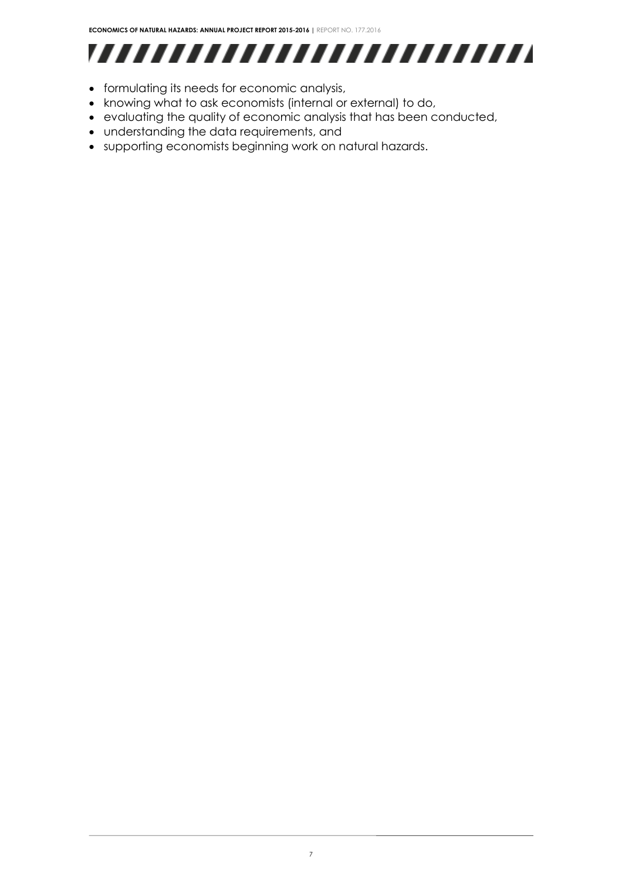- formulating its needs for economic analysis,
- knowing what to ask economists (internal or external) to do,
- evaluating the quality of economic analysis that has been conducted,
- understanding the data requirements, and
- supporting economists beginning work on natural hazards.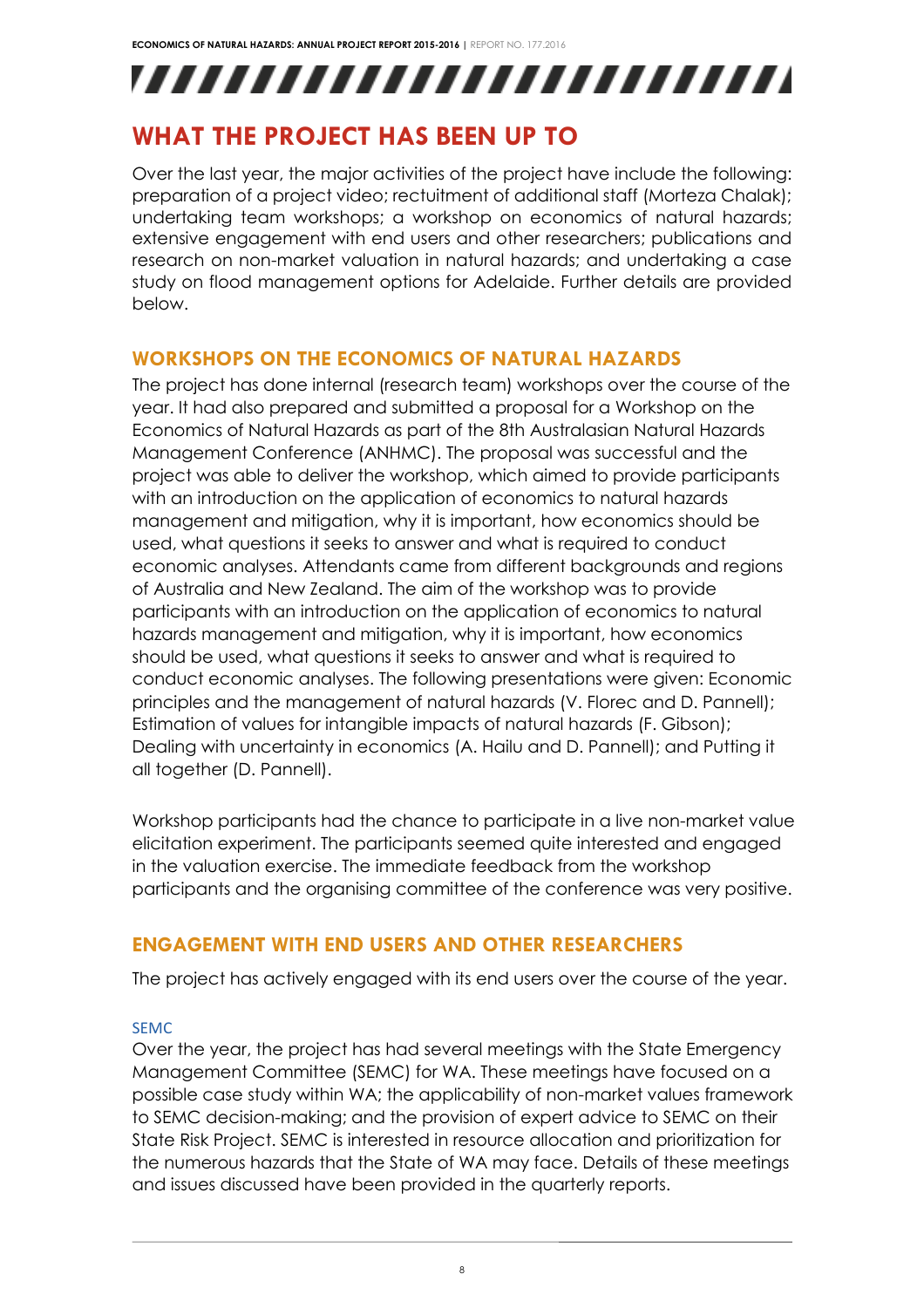# WHAT THE PROJECT HAS BEEN UP TO

Over the last year, the major activities of the project have include the following: preparation of a project video; rectuitment of additional staff (Morteza Chalak); undertaking team workshops; a workshop on economics of natural hazards; extensive engagement with end users and other researchers; publications and research on non-market valuation in natural hazards; and undertaking a case study on flood management options for Adelaide. Further details are provided below.

## WORKSHOPS ON THE ECONOMICS OF NATURAL HAZARDS

The project has done internal (research team) workshops over the course of the year. It had also prepared and submitted a proposal for a Workshop on the Economics of Natural Hazards as part of the 8th Australasian Natural Hazards Management Conference (ANHMC). The proposal was successful and the project was able to deliver the workshop, which aimed to provide participants with an introduction on the application of economics to natural hazards management and mitigation, why it is important, how economics should be used, what questions it seeks to answer and what is required to conduct economic analyses. Attendants came from different backgrounds and regions of Australia and New Zealand. The aim of the workshop was to provide participants with an introduction on the application of economics to natural hazards management and mitigation, why it is important, how economics should be used, what questions it seeks to answer and what is required to conduct economic analyses. The following presentations were given: Economic principles and the management of natural hazards (V. Florec and D. Pannell); Estimation of values for intangible impacts of natural hazards (F. Gibson); Dealing with uncertainty in economics (A. Hailu and D. Pannell); and Putting it all together (D. Pannell).

Workshop participants had the chance to participate in a live non-market value elicitation experiment. The participants seemed quite interested and engaged in the valuation exercise. The immediate feedback from the workshop participants and the organising committee of the conference was very positive.

## ENGAGEMENT WITH END USERS AND OTHER RESEARCHERS

The project has actively engaged with its end users over the course of the year.

### SEMC

Over the year, the project has had several meetings with the State Emergency Management Committee (SEMC) for WA. These meetings have focused on a possible case study within WA; the applicability of non-market values framework to SEMC decision-making; and the provision of expert advice to SEMC on their State Risk Project. SEMC is interested in resource allocation and prioritization for the numerous hazards that the State of WA may face. Details of these meetings and issues discussed have been provided in the quarterly reports.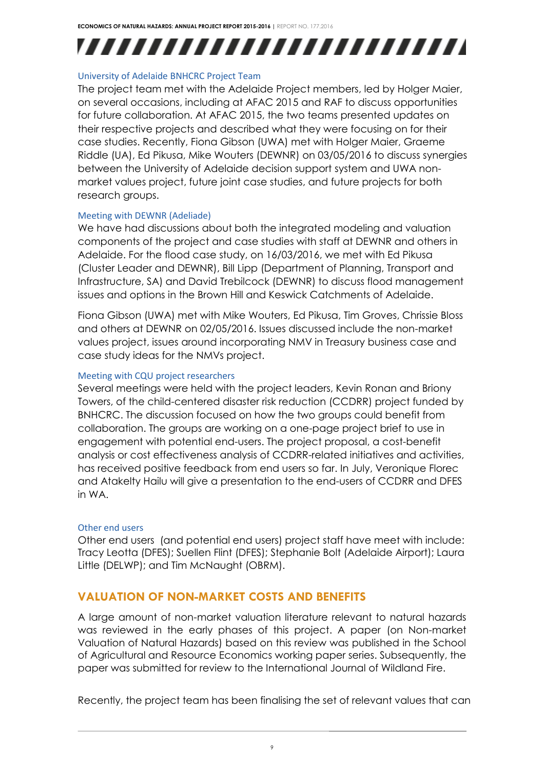### University of Adelaide BNHCRC Project Team

The project team met with the Adelaide Project members, led by Holger Maier, on several occasions, including at AFAC 2015 and RAF to discuss opportunities for future collaboration. At AFAC 2015, the two teams presented updates on their respective projects and described what they were focusing on for their case studies. Recently, Fiona Gibson (UWA) met with Holger Maier, Graeme Riddle (UA), Ed Pikusa, Mike Wouters (DEWNR) on 03/05/2016 to discuss synergies between the University of Adelaide decision support system and UWA non-market values project, future joint case studies, and future projects for both research groups.

### Meeting with DEWNR (Adelaide)

We have had discussions about both the integrated modeling and valuation components of the project and case studies with staff at DEWNR and others in Adelaide. For the flood case study, on 16/03/2016, we met with Ed Pikusa (Cluster Leader and DEWNR), Bill Lipp (Department of Planning, Transport and Infrastructure, SA) and David Trebilcock (DEWNR) to discuss flood management issues and options in the Brown Hill and Keswick Catchments of Adelaide.

Fiona Gibson (UWA) met with Mike Wouters, Ed Pikusa, Tim Groves, Chrissie Bloss and others at DEWNR on 02/05/2016. Issues discussed include the non-market values project, issues around incorporating NMV in Treasury business case and case study ideas for the NMVs project.

### Meeting with CQU project researchers

Several meetings were held with the project leaders, Kevin Ronan and Briony Towers, of the child-centered disaster risk reduction (CCDRR) project funded by BNHCRC. The discussion focused on how the two groups could benefit from collaboration. The groups are working on a one-page project brief to use in engagement with potential end-users. The project proposal, a cost-benefit analysis or cost effectiveness analysis of CCDRR-related initiatives and activities, has received positive feedback from end users so far. In July, Veronique Florec and Atakelty Hailu will give a presentation to the end-users of CCDRR and DFES in WA.

### Other end users

Other end users (and potential end users) project staff have meet with include: Tracy Leotta (DFES); Suellen Flint (DFES); Stephanie Bolt (Adelaide Airport); Laura Little (DELWP); and Tim McNaught (OBRM).

## VALUATION OF NON-MARKET COSTS AND BENEFITS

A large amount of non-market valuation literature relevant to natural hazards was reviewed in the early phases of this project. A paper (on Non-market Valuation of Natural Hazards) based on this review was published in the School of Agricultural and Resource Economics working paper series. Subsequently, the paper was submitted for review to the International Journal of Wildland Fire.

Recently, the project team has been finalising the set of relevant values that can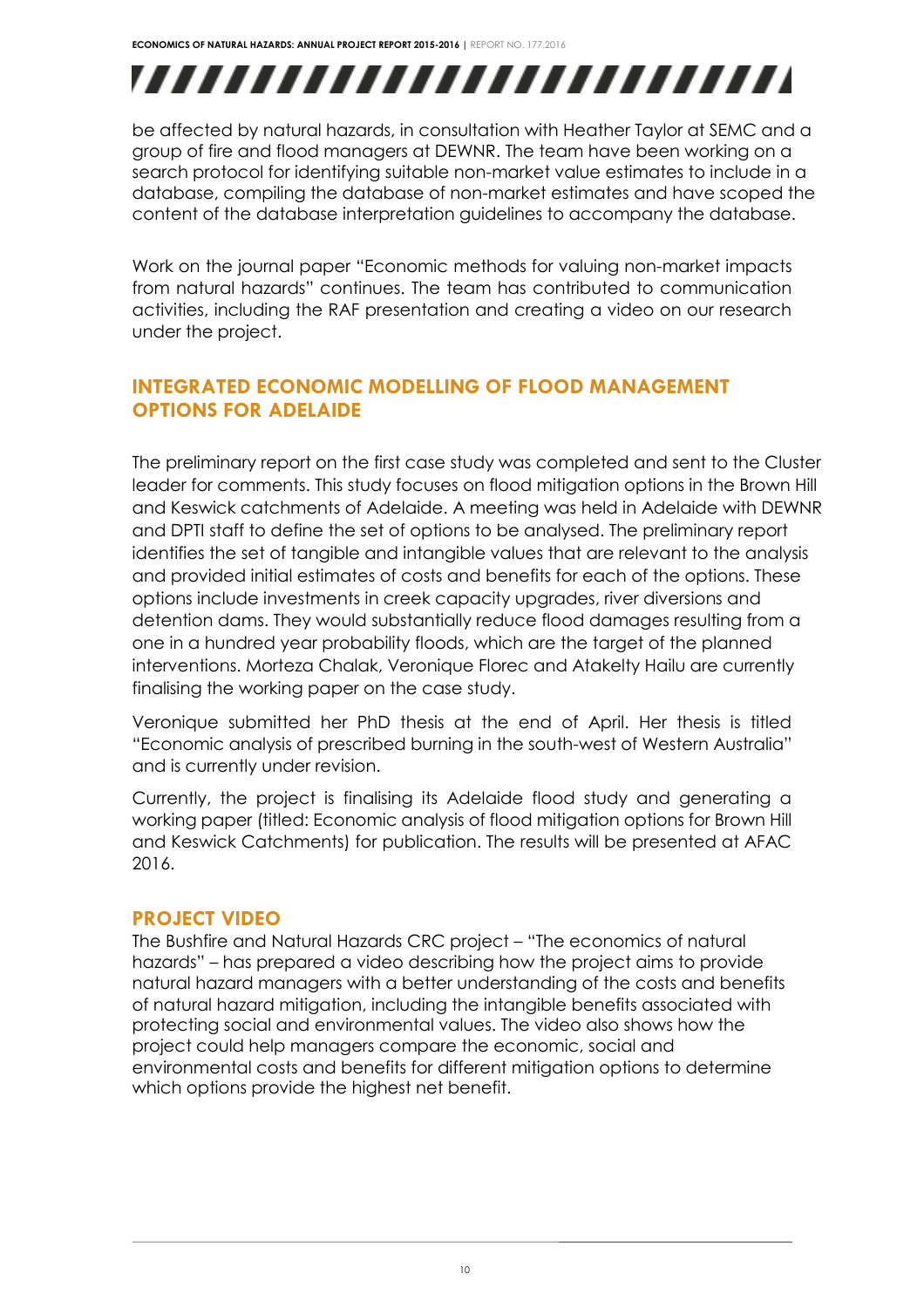be affected by natural hazards, in consultation with Heather Taylor at SEMC and a group of fire and flood managers at DEWNR. The team have been working on a search protocol for identifying suitable non-market value estimates to include in a database, compiling the database of non-market estimates and have scoped the content of the database interpretation guidelines to accompany the database.

Work on the journal paper "Economic methods for valuing non-market impacts from natural hazards" continues. The team has contributed to communication activities, including the RAF presentation and creating a video on our research under the project.

## INTEGRATED ECONOMIC MODELLING OF FLOOD MANAGEMENT OPTIONS FOR ADELAIDE

The preliminary report on the first case study was completed and sent to the Cluster leader for comments. This study focuses on flood mitigation options in the Brown Hill and Keswick catchments of Adelaide. A meeting was held in Adelaide with DEWNR and DPTI staff to define the set of options to be analysed. The preliminary report identifies the set of tangible and intangible values that are relevant to the analysis and provided initial estimates of costs and benefits for each of the options. These options include investments in creek capacity upgrades, river diversions and detention dams. They would substantially reduce flood damages resulting from a one in a hundred year probability floods, which are the target of the planned interventions. Morteza Chalak, Veronique Florec and Atakelty Hailu are currently finalising the working paper on the case study.

Veronique submitted her PhD thesis at the end of April. Her thesis is titled "Economic analysis of prescribed burning in the south-west of Western Australia" and is currently under revision.

Currently, the project is finalising its Adelaide flood study and generating a working paper (titled: Economic analysis of flood mitigation options for Brown Hill and Keswick Catchments) for publication. The results will be presented at AFAC 2016.

## PROJECT VIDEO

The Bushfire and Natural Hazards CRC project – "The economics of natural hazards" – has prepared a video describing how the project aims to provide natural hazard managers with a better understanding of the costs and benefits of natural hazard mitigation, including the intangible benefits associated with protecting social and environmental values. The video also shows how the project could help managers compare the economic, social and environmental costs and benefits for different mitigation options to determine which options provide the highest net benefit.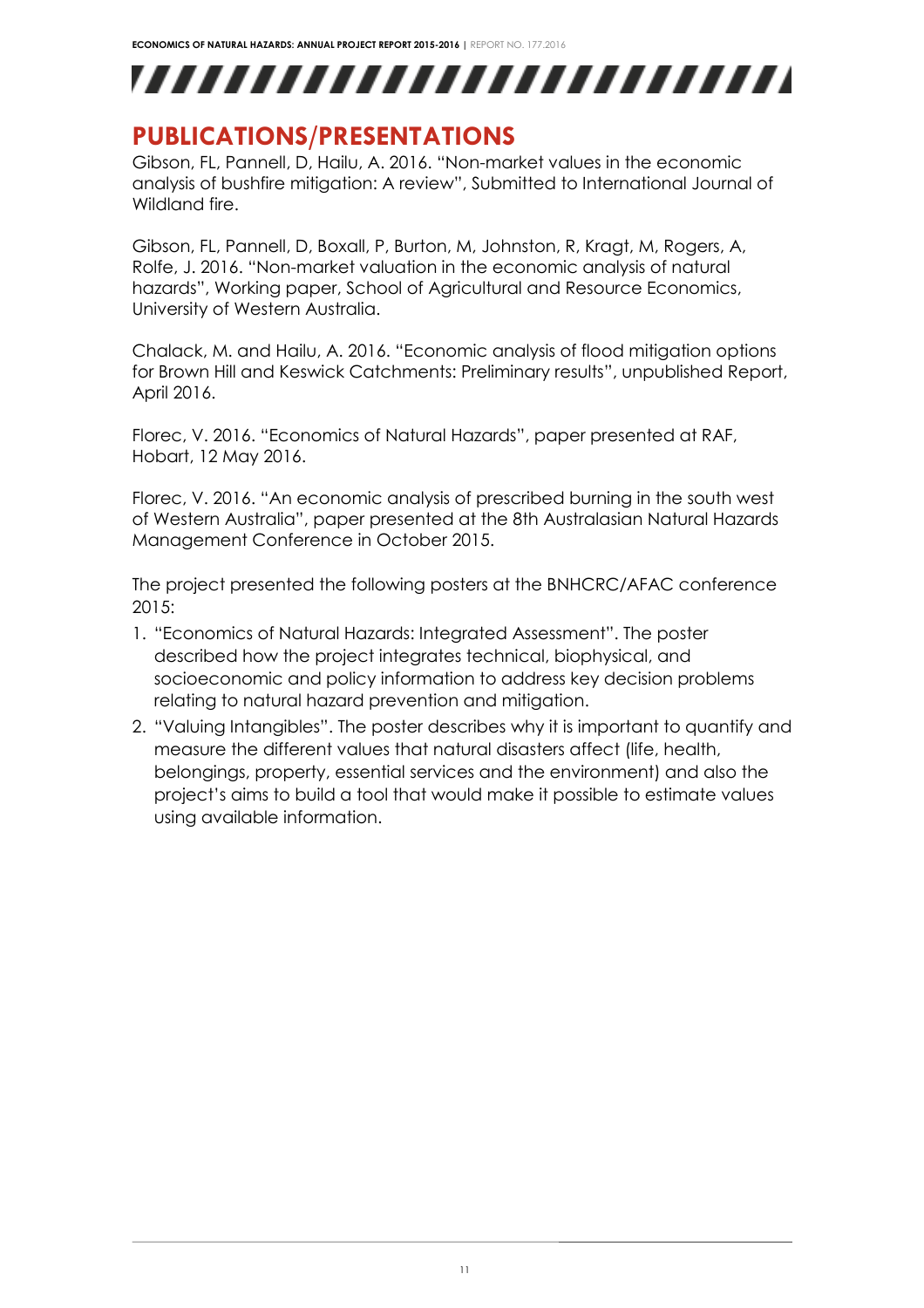## PUBLICATIONS/PRESENTATIONS

Gibson, FL, Pannell, D, Hailu, A. 2016. "Non-market values in the economic analysis of bushfire mitigation: A review", Submitted to International Journal of Wildland fire.

Gibson, FL, Pannell, D, Boxall, P, Burton, M, Johnston, R, Kragt, M, Rogers, A, Rolfe, J. 2016. "Non-market valuation in the economic analysis of natural hazards", Working paper, School of Agricultural and Resource Economics, University of Western Australia.

Chalack, M. and Hailu, A. 2016. "Economic analysis of flood mitigation options for Brown Hill and Keswick Catchments: Preliminary results", unpublished Report, April 2016.

Florec, V. 2016. "Economics of Natural Hazards", paper presented at RAF, Hobart, 12 May 2016.

Florec, V. 2016. "An economic analysis of prescribed burning in the south west of Western Australia", paper presented at the 8th Australasian Natural Hazards Management Conference in October 2015.

The project presented the following posters at the BNHCRC/AFAC conference 2015:

1. "Economics of Natural Hazards: Integrated Assessment". The poster described how the project integrates technical, biophysical, and socioeconomic and policy information to address key decision problems relating to natural hazard prevention and mitigation.
2. "Valuing Intangibles". The poster describes why it is important to quantify and measure the different values that natural disasters affect (life, health, belongings, property, essential services and the environment) and also the project's aims to build a tool that would make it possible to estimate values using available information.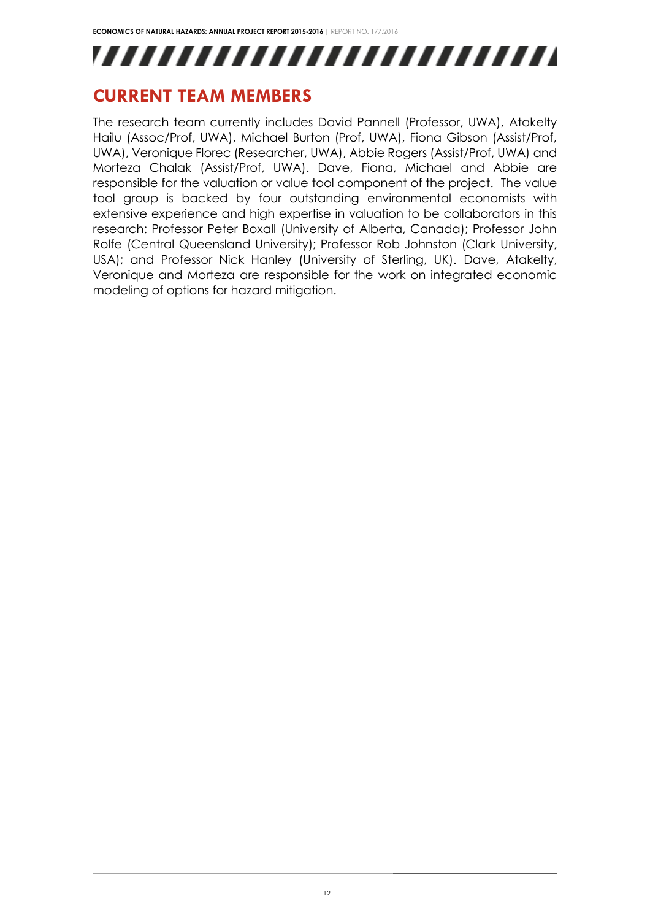## CURRENT TEAM MEMBERS

The research team currently includes David Pannell (Professor, UWA), Atakelty Hailu (Assoc/Prof, UWA), Michael Burton (Prof, UWA), Fiona Gibson (Assist/Prof, UWA), Veronique Florec (Researcher, UWA), Abbie Rogers (Assist/Prof, UWA) and Morteza Chalak (Assist/Prof, UWA). Dave, Fiona, Michael and Abbie are responsible for the valuation or value tool component of the project. The value tool group is backed by four outstanding environmental economists with extensive experience and high expertise in valuation to be collaborators in this research: Professor Peter Boxall (University of Alberta, Canada); Professor John Rolfe (Central Queensland University); Professor Rob Johnston (Clark University, USA); and Professor Nick Hanley (University of Sterling, UK). Dave, Atakelty, Veronique and Morteza are responsible for the work on integrated economic modeling of options for hazard mitigation.